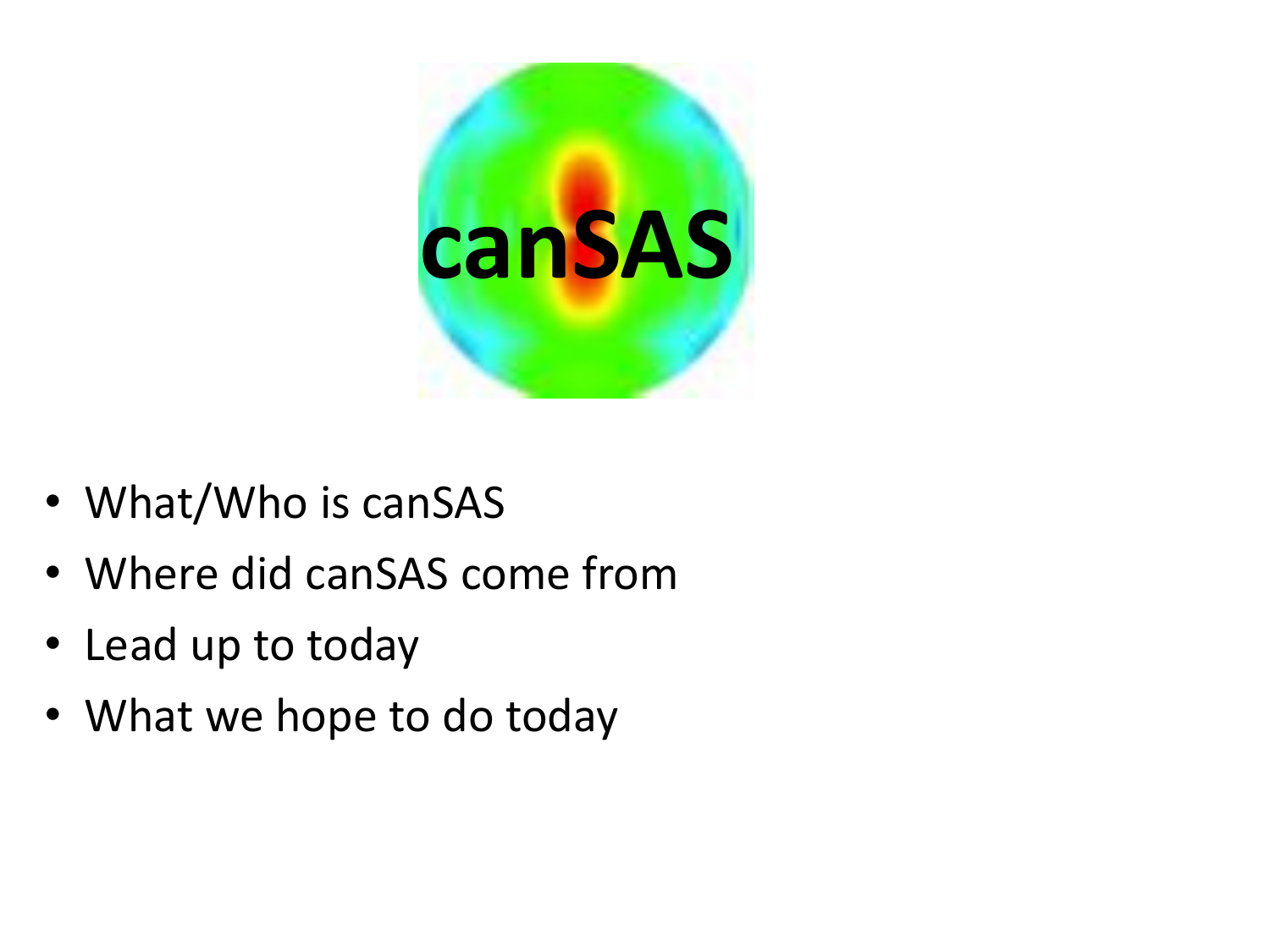# canSAS

- What/Who is canSAS
- Where did canSAS come from
- Lead up to today
- What we hope to do today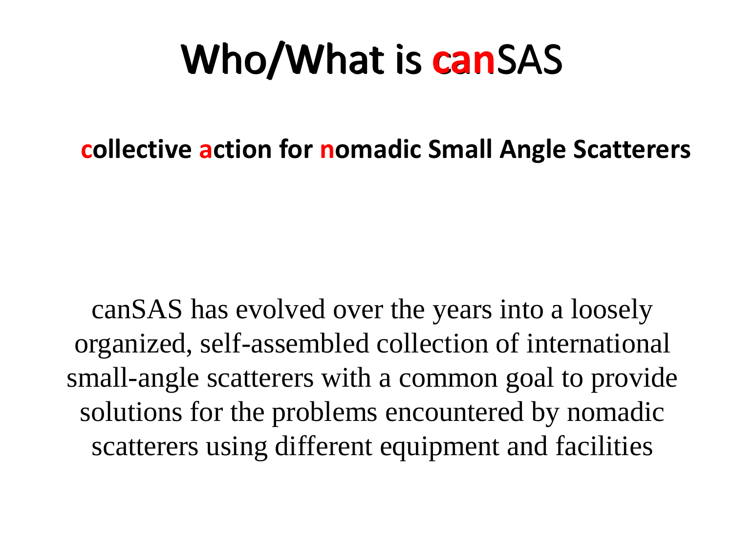# Who/What is canSAS

**collective action for nomadic Small Angle Scatterers**

canSAS has evolved over the years into a loosely organized, self-assembled collection of international small-angle scatterers with a common goal to provide solutions for the problems encountered by nomadic scatterers using different equipment and facilities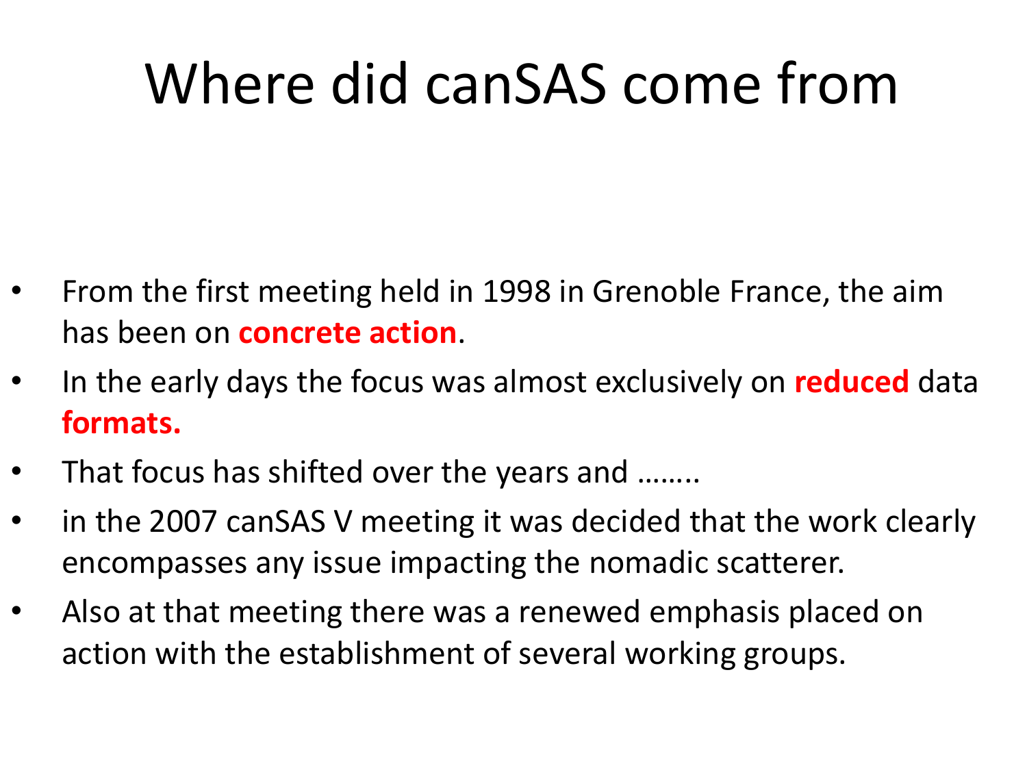# Where did canSAS come from

- From the first meeting held in 1998 in Grenoble France, the aim has been on **concrete action**.
- In the early days the focus was almost exclusively on **reduced** data **formats.**
- That focus has shifted over the years and ……..
- in the 2007 canSAS V meeting it was decided that the work clearly encompasses any issue impacting the nomadic scatterer.
- Also at that meeting there was a renewed emphasis placed on action with the establishment of several working groups.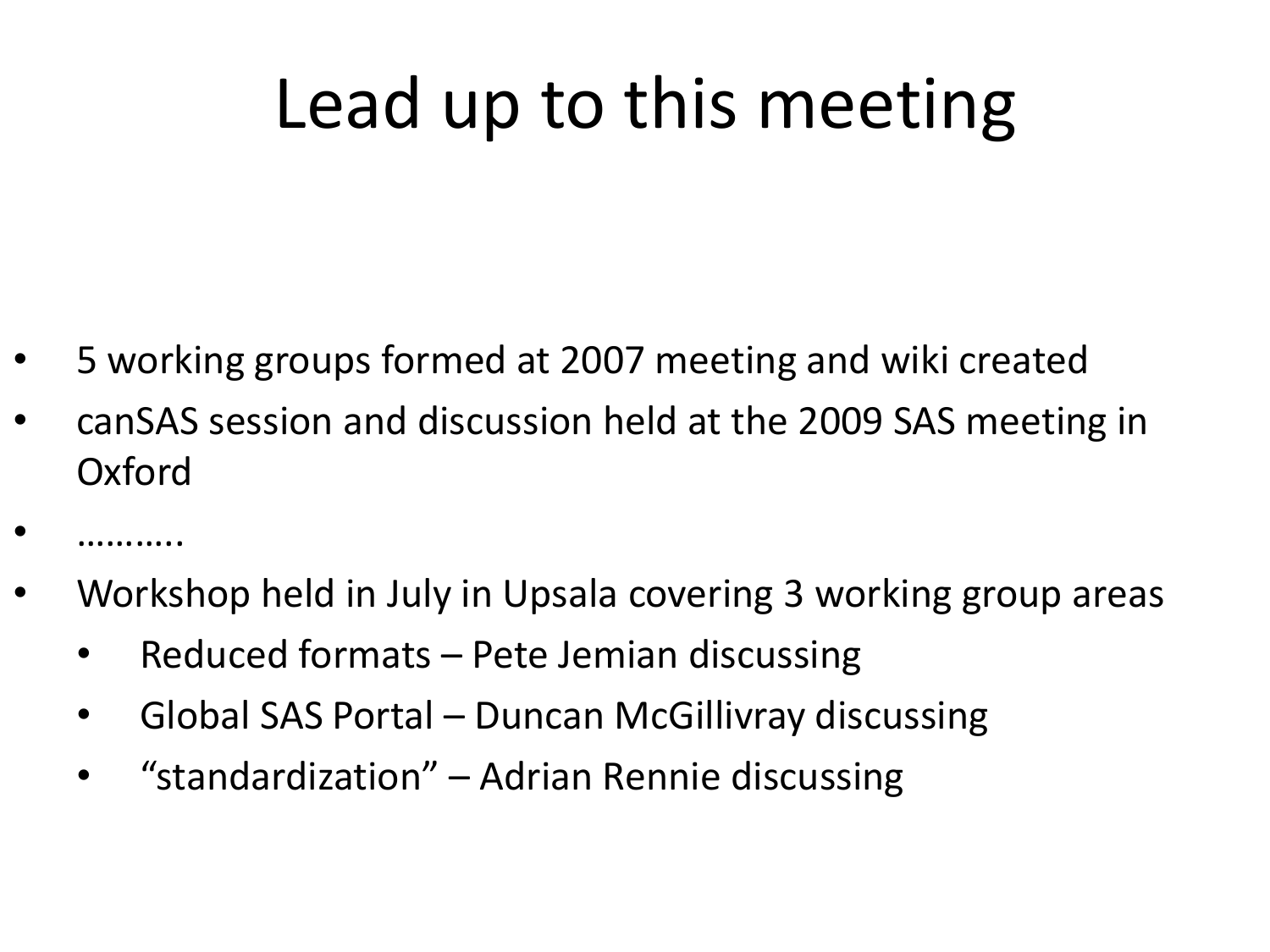# Lead up to this meeting

- 5 working groups formed at 2007 meeting and wiki created
- canSAS session and discussion held at the 2009 SAS meeting in Oxford
- ………..
- Workshop held in July in Upsala covering 3 working group areas
  - Reduced formats – Pete Jemian discussing
  - Global SAS Portal – Duncan McGillivray discussing
  - "standardization" – Adrian Rennie discussing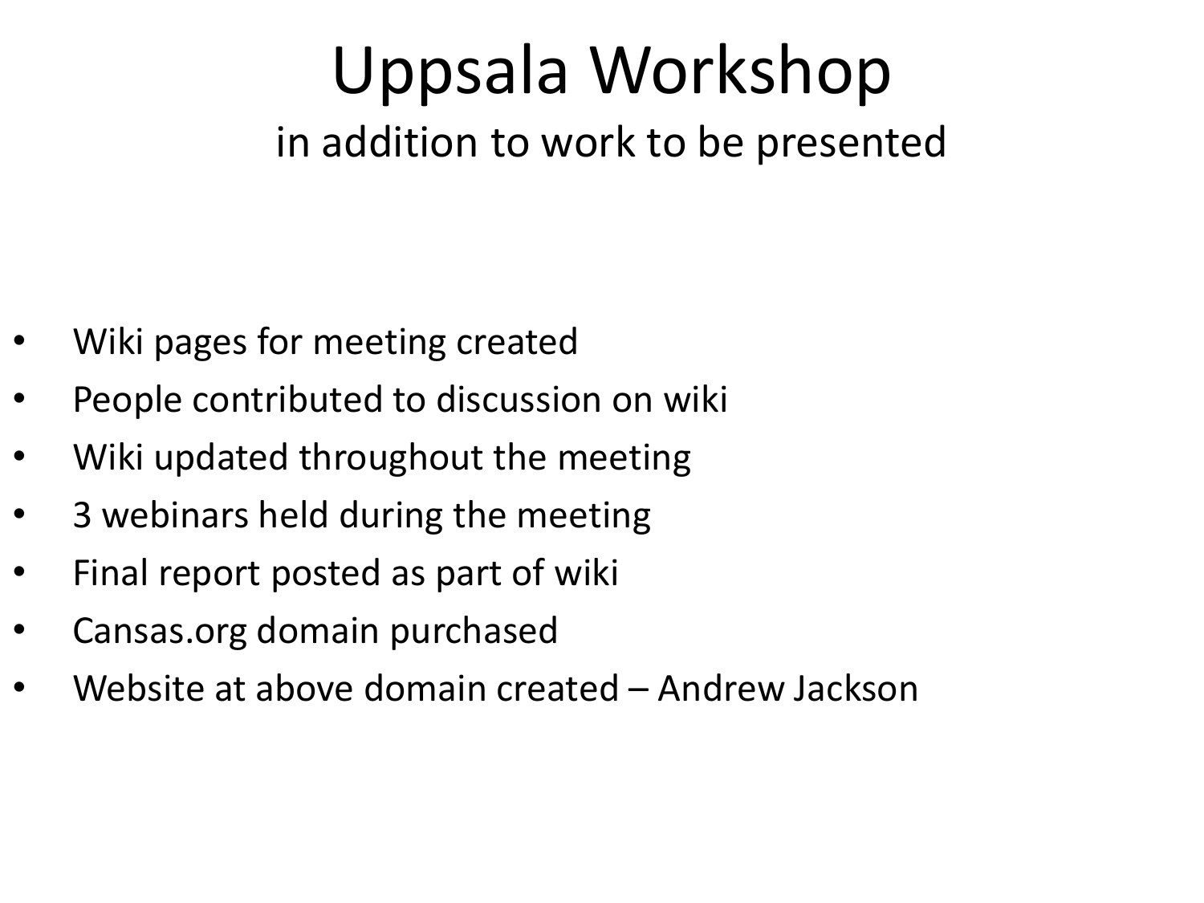# Uppsala Workshop

in addition to work to be presented

- Wiki pages for meeting created
- People contributed to discussion on wiki
- Wiki updated throughout the meeting
- 3 webinars held during the meeting
- Final report posted as part of wiki
- Cansas.org domain purchased
- Website at above domain created – Andrew Jackson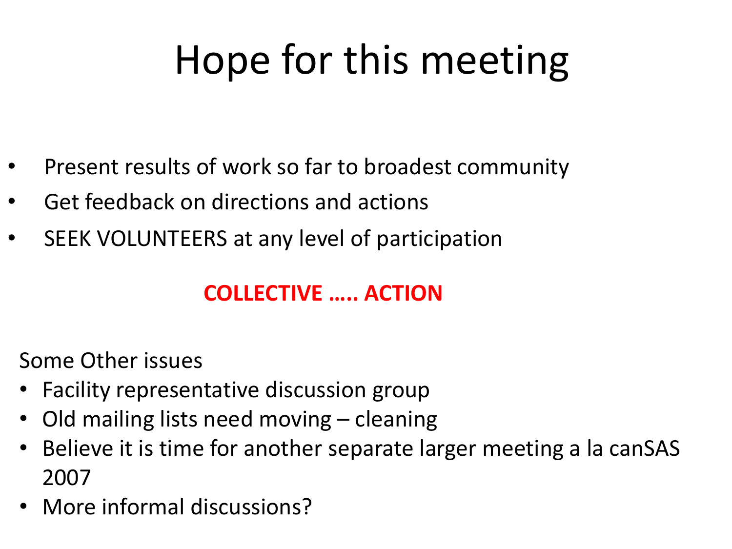# Hope for this meeting

- Present results of work so far to broadest community
- Get feedback on directions and actions
- SEEK VOLUNTEERS at any level of participation

**COLLECTIVE ….. ACTION**

Some Other issues

- Facility representative discussion group
- Old mailing lists need moving – cleaning
- Believe it is time for another separate larger meeting a la canSAS 2007
- More informal discussions?